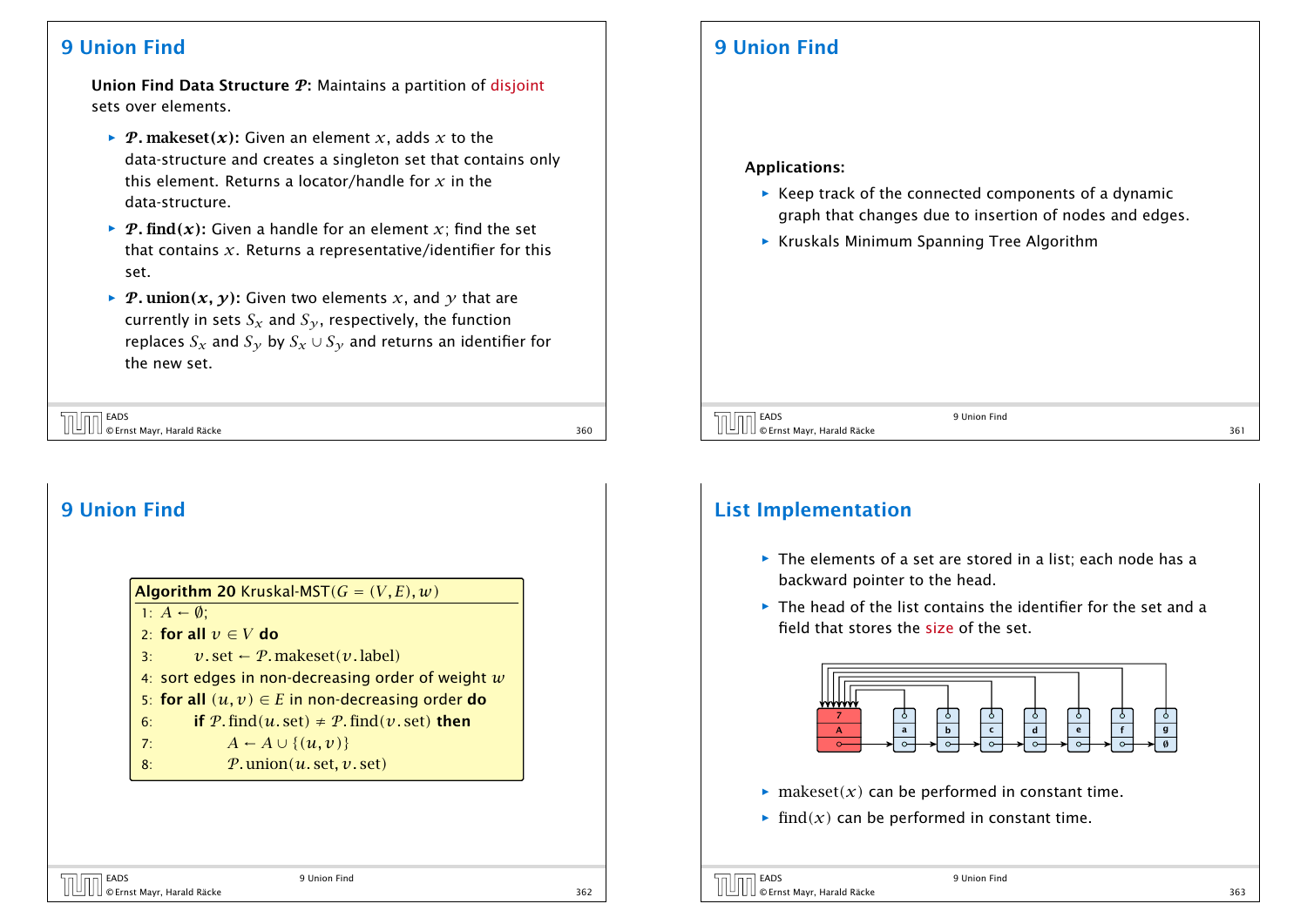## 9 Union Find

**Union Find Data Structure $\mathcal{P}$:** Maintains a partition of disjoint sets over elements.

- **$\mathcal{P}$. makeset($x$):** Given an element $x$, adds $x$ to the data-structure and creates a singleton set that contains only this element. Returns a locator/handle for $x$ in the data-structure.
- **$\mathcal{P}$. find($x$):** Given a handle for an element $x$; find the set that contains $x$. Returns a representative/identifier for this set.
- **$\mathcal{P}$. union($x, y$):** Given two elements $x$, and $y$ that are currently in sets $S_x$ and $S_y$, respectively, the function replaces $S_x$ and $S_y$ by $S_x \cup S_y$ and returns an identifier for the new set.

## 9 Union Find

**Applications:**

- Keep track of the connected components of a dynamic graph that changes due to insertion of nodes and edges.
- Kruskals Minimum Spanning Tree Algorithm

## 9 Union Find

**Algorithm 20** Kruskal-MST($G = (V, E), w$)

```
1: A ← ∅;
2: for all v ∈ V do
3:     v.set ← P.makeset(v.label)
4: sort edges in non-decreasing order of weight w
5: for all (u, v) ∈ E in non-decreasing order do
6:     if P.find(u.set) ≠ P.find(v.set) then
7:         A ← A ∪ {(u, v)}
8:         P.union(u.set, v.set)
```

## List Implementation

- The elements of a set are stored in a list; each node has a backward pointer to the head.
- The head of the list contains the identifier for the set and a field that stores the size of the set.

- makeset($x$) can be performed in constant time.
- find($x$) can be performed in constant time.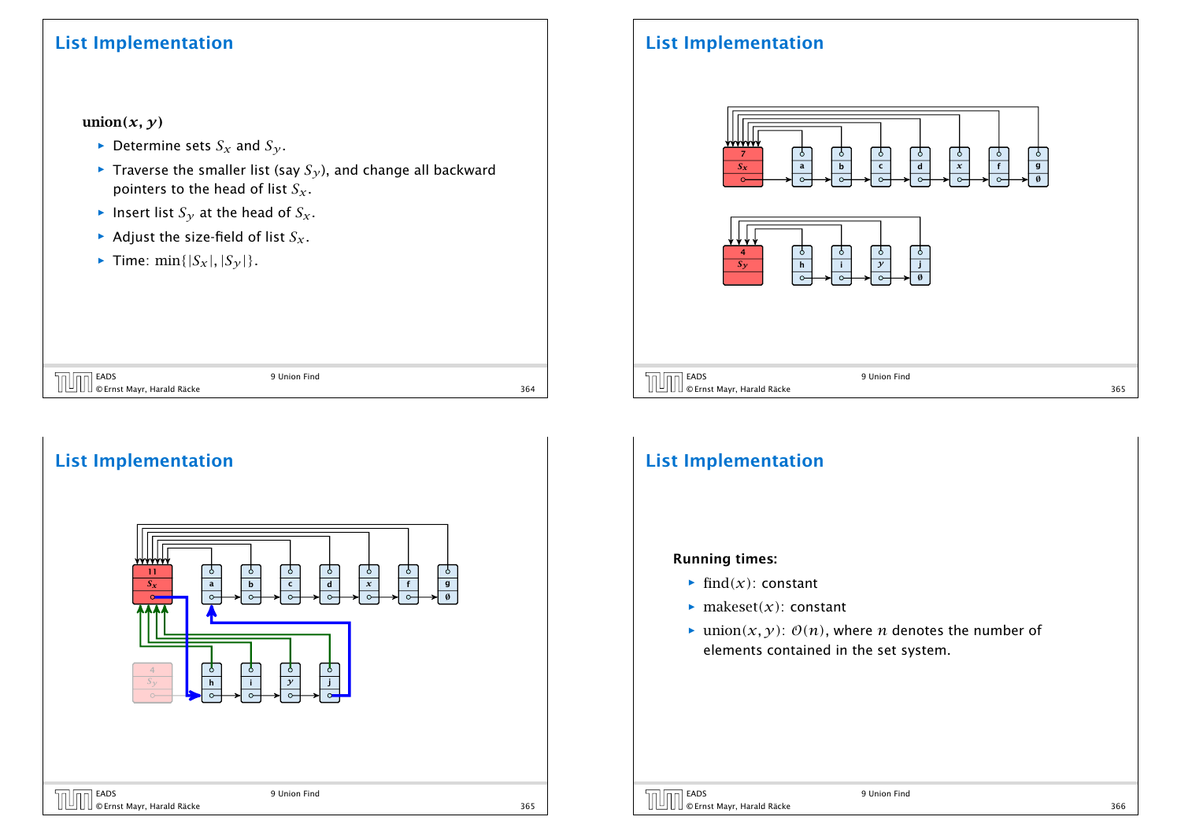## List Implementation

**union(x, y)**

- Determine sets $S_x$ and $S_y$.
- Traverse the smaller list (say $S_y$), and change all backward pointers to the head of list $S_x$.
- Insert list $S_y$ at the head of $S_x$.
- Adjust the size-field of list $S_x$.
- Time: $\min\{|S_x|, |S_y|\}$.

## List Implementation

## List Implementation

## List Implementation

**Running times:**

- $\text{find}(x)$: constant
- $\text{makeset}(x)$: constant
- $\text{union}(x, y)$: $\mathcal{O}(n)$, where $n$ denotes the number of elements contained in the set system.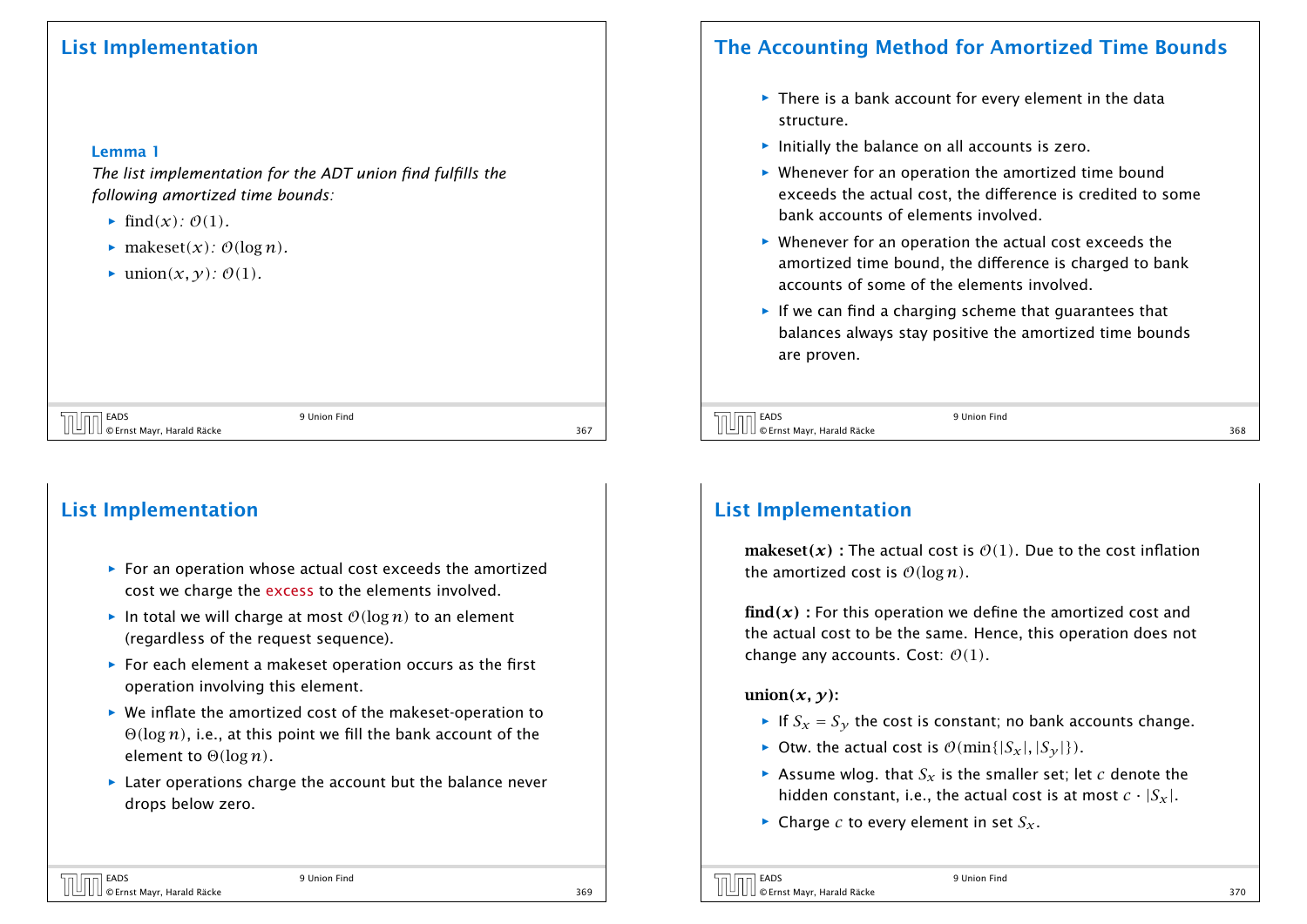## List Implementation

**Lemma 1**

*The list implementation for the ADT union find fulfills the following amortized time bounds:*

- $\text{find}(x)$*:* $\mathcal{O}(1)$.
- $\text{makeset}(x)$*:* $\mathcal{O}(\log n)$.
- $\text{union}(x, y)$*:* $\mathcal{O}(1)$.

## The Accounting Method for Amortized Time Bounds

- There is a bank account for every element in the data structure.
- Initially the balance on all accounts is zero.
- Whenever for an operation the amortized time bound exceeds the actual cost, the difference is credited to some bank accounts of elements involved.
- Whenever for an operation the actual cost exceeds the amortized time bound, the difference is charged to bank accounts of some of the elements involved.
- If we can find a charging scheme that guarantees that balances always stay positive the amortized time bounds are proven.

## List Implementation

- For an operation whose actual cost exceeds the amortized cost we charge the excess to the elements involved.
- In total we will charge at most $\mathcal{O}(\log n)$ to an element (regardless of the request sequence).
- For each element a makeset operation occurs as the first operation involving this element.
- We inflate the amortized cost of the makeset-operation to $\Theta(\log n)$, i.e., at this point we fill the bank account of the element to $\Theta(\log n)$.
- Later operations charge the account but the balance never drops below zero.

## List Implementation

**makeset$(x)$ :** The actual cost is $\mathcal{O}(1)$. Due to the cost inflation the amortized cost is $\mathcal{O}(\log n)$.

**find$(x)$ :** For this operation we define the amortized cost and the actual cost to be the same. Hence, this operation does not change any accounts. Cost: $\mathcal{O}(1)$.

**union$(x, y)$:**

- If $S_x = S_y$ the cost is constant; no bank accounts change.
- Otw. the actual cost is $\mathcal{O}(\min\{|S_x|, |S_y|\})$.
- Assume wlog. that $S_x$ is the smaller set; let $c$ denote the hidden constant, i.e., the actual cost is at most $c \cdot |S_x|$.
- Charge $c$ to every element in set $S_x$.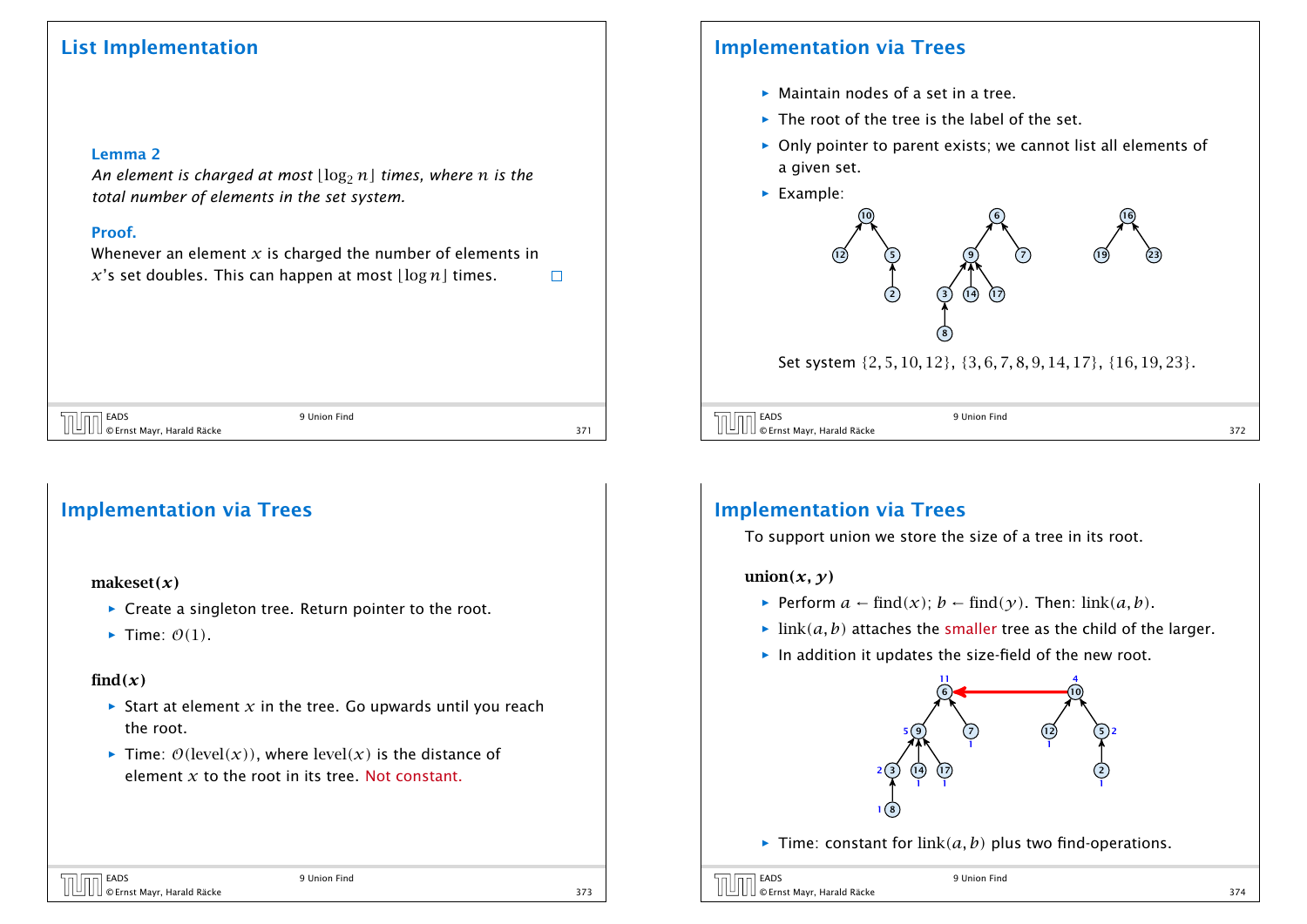## List Implementation

**Lemma 2**

*An element is charged at most $\lfloor \log_2 n \rfloor$ times, where $n$ is the total number of elements in the set system.*

**Proof.**

Whenever an element $x$ is charged the number of elements in $x$'s set doubles. This can happen at most $\lfloor \log n \rfloor$ times. □

## Implementation via Trees

- Maintain nodes of a set in a tree.
- The root of the tree is the label of the set.
- Only pointer to parent exists; we cannot list all elements of a given set.
- Example:

Set system $\{2, 5, 10, 12\}$, $\{3, 6, 7, 8, 9, 14, 17\}$, $\{16, 19, 23\}$.

## Implementation via Trees

**makeset($x$)**

- Create a singleton tree. Return pointer to the root.
- Time: $\mathcal{O}(1)$.

**find($x$)**

- Start at element $x$ in the tree. Go upwards until you reach the root.
- Time: $\mathcal{O}(\text{level}(x))$, where $\text{level}(x)$ is the distance of element $x$ to the root in its tree. Not constant.

## Implementation via Trees

To support union we store the size of a tree in its root.

**union($x, y$)**

- Perform $a \leftarrow \text{find}(x)$; $b \leftarrow \text{find}(y)$. Then: $\text{link}(a, b)$.
- $\text{link}(a, b)$ attaches the smaller tree as the child of the larger.
- In addition it updates the size-field of the new root.
- Time: constant for $\text{link}(a, b)$ plus two find-operations.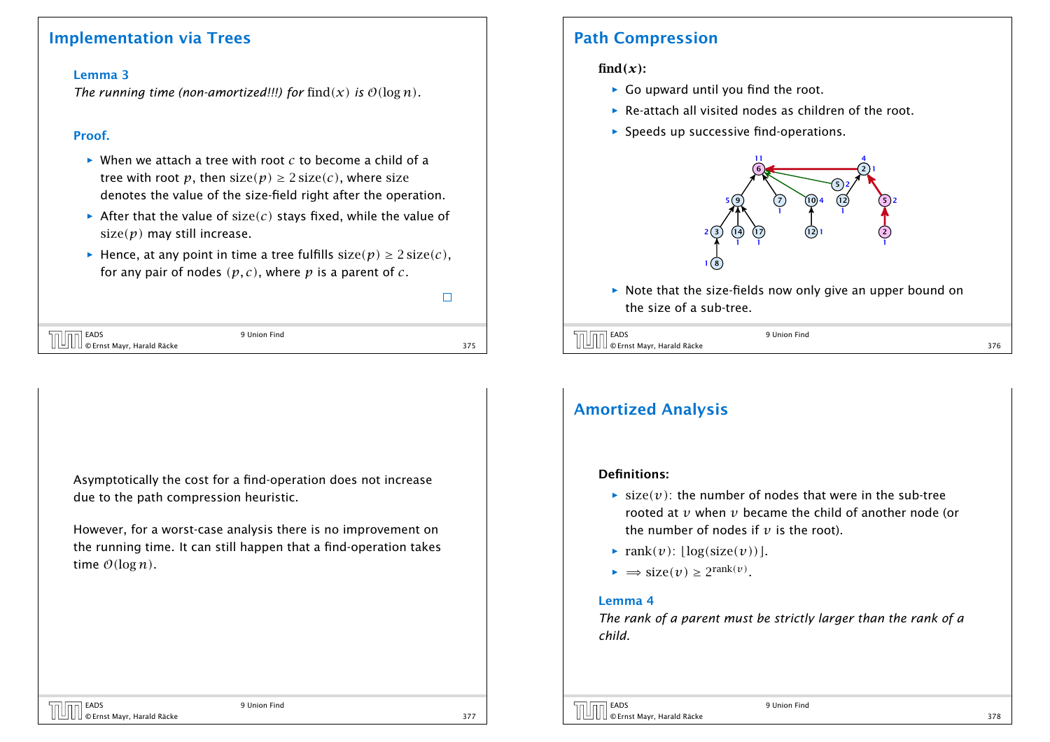## Implementation via Trees

**Lemma 3**

*The running time (non-amortized!!!) for* $\text{find}(x)$ *is* $\mathcal{O}(\log n)$.

**Proof.**

- When we attach a tree with root $c$ to become a child of a tree with root $p$, then $\text{size}(p) \geq 2\,\text{size}(c)$, where size denotes the value of the size-field right after the operation.
- After that the value of $\text{size}(c)$ stays fixed, while the value of $\text{size}(p)$ may still increase.
- Hence, at any point in time a tree fulfills $\text{size}(p) \geq 2\,\text{size}(c)$, for any pair of nodes $(p, c)$, where $p$ is a parent of $c$.

□

## Path Compression

**find($x$):**

- Go upward until you find the root.
- Re-attach all visited nodes as children of the root.
- Speeds up successive find-operations.

- Note that the size-fields now only give an upper bound on the size of a sub-tree.

Asymptotically the cost for a find-operation does not increase due to the path compression heuristic.

However, for a worst-case analysis there is no improvement on the running time. It can still happen that a find-operation takes time $\mathcal{O}(\log n)$.

## Amortized Analysis

**Definitions:**

- $\text{size}(v)$: the number of nodes that were in the sub-tree rooted at $v$ when $v$ became the child of another node (or the number of nodes if $v$ is the root).
- $\text{rank}(v)$: $\lfloor \log(\text{size}(v)) \rfloor$.
- $\Rightarrow \text{size}(v) \geq 2^{\text{rank}(v)}$.

**Lemma 4**

*The rank of a parent must be strictly larger than the rank of a child.*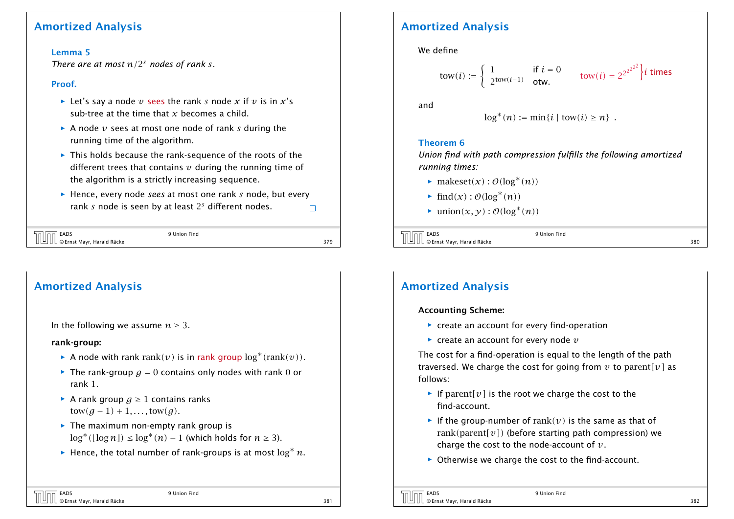## Amortized Analysis

**Lemma 5**

*There are at most $n/2^s$ nodes of rank $s$.*

**Proof.**

- Let's say a node $v$ sees the rank $s$ node $x$ if $v$ is in $x$'s sub-tree at the time that $x$ becomes a child.
- A node $v$ sees at most one node of rank $s$ during the running time of the algorithm.
- This holds because the rank-sequence of the roots of the different trees that contains $v$ during the running time of the algorithm is a strictly increasing sequence.
- Hence, every node *sees* at most one rank $s$ node, but every rank $s$ node is seen by at least $2^s$ different nodes. □

## Amortized Analysis

We define

$$\text{tow}(i) := \begin{cases} 1 & \text{if } i = 0 \\ 2^{\text{tow}(i-1)} & \text{otw.} \end{cases} \qquad \text{tow}(i) = 2^{2^{2^{2^{2}}}} \Big\} i \text{ times}$$

and

$$\log^*(n) := \min\{i \mid \text{tow}(i) \geq n\} \ .$$

**Theorem 6**

*Union find with path compression fulfills the following amortized running times:*

- $\text{makeset}(x) : \mathcal{O}(\log^*(n))$
- $\text{find}(x) : \mathcal{O}(\log^*(n))$
- $\text{union}(x, y) : \mathcal{O}(\log^*(n))$

## Amortized Analysis

In the following we assume $n \geq 3$.

**rank-group:**

- A node with rank $\text{rank}(v)$ is in rank group $\log^*(\text{rank}(v))$.
- The rank-group $g = 0$ contains only nodes with rank $0$ or rank $1$.
- A rank group $g \geq 1$ contains ranks $\text{tow}(g-1) + 1, \ldots, \text{tow}(g)$.
- The maximum non-empty rank group is $\log^*(\lfloor \log n \rfloor) \leq \log^*(n) - 1$ (which holds for $n \geq 3$).
- Hence, the total number of rank-groups is at most $\log^* n$.

## Amortized Analysis

**Accounting Scheme:**

- create an account for every find-operation
- create an account for every node $v$

The cost for a find-operation is equal to the length of the path traversed. We charge the cost for going from $v$ to $\text{parent}[v]$ as follows:

- If $\text{parent}[v]$ is the root we charge the cost to the find-account.
- If the group-number of $\text{rank}(v)$ is the same as that of $\text{rank}(\text{parent}[v])$ (before starting path compression) we charge the cost to the node-account of $v$.
- Otherwise we charge the cost to the find-account.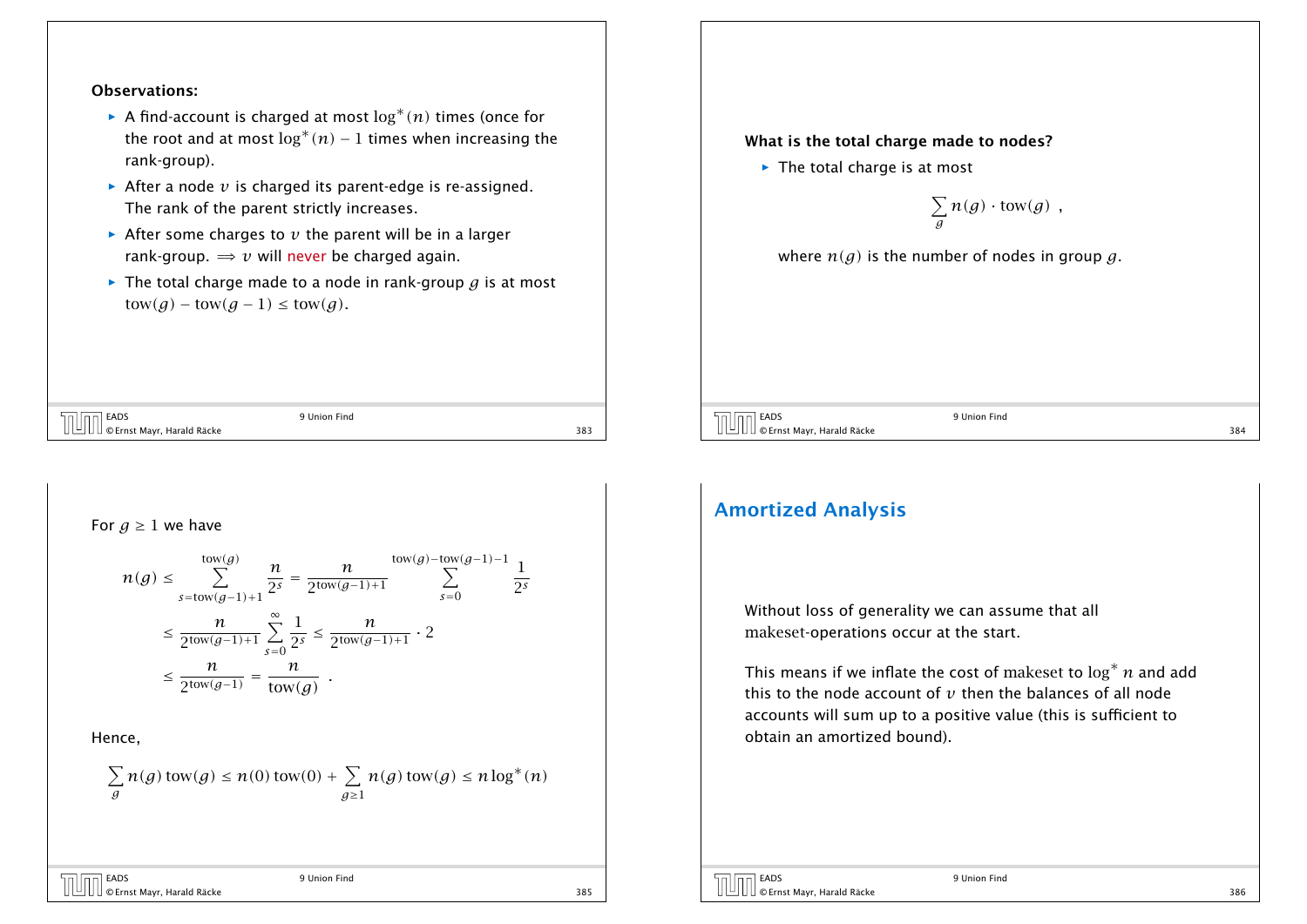**Observations:**

- A find-account is charged at most $\log^*(n)$ times (once for the root and at most $\log^*(n) - 1$ times when increasing the rank-group).
- After a node $v$ is charged its parent-edge is re-assigned. The rank of the parent strictly increases.
- After some charges to $v$ the parent will be in a larger rank-group. $\Rightarrow v$ will never be charged again.
- The total charge made to a node in rank-group $g$ is at most $\mathrm{tow}(g) - \mathrm{tow}(g-1) \le \mathrm{tow}(g)$.

**What is the total charge made to nodes?**

- The total charge is at most

$$\sum_g n(g) \cdot \mathrm{tow}(g) \enspace ,$$

where $n(g)$ is the number of nodes in group $g$.

For $g \ge 1$ we have

$$
\begin{aligned}
n(g) &\le \sum_{s=\mathrm{tow}(g-1)+1}^{\mathrm{tow}(g)} \frac{n}{2^s} = \frac{n}{2^{\mathrm{tow}(g-1)+1}} \sum_{s=0}^{\mathrm{tow}(g)-\mathrm{tow}(g-1)-1} \frac{1}{2^s} \\
&\le \frac{n}{2^{\mathrm{tow}(g-1)+1}} \sum_{s=0}^{\infty} \frac{1}{2^s} \le \frac{n}{2^{\mathrm{tow}(g-1)+1}} \cdot 2 \\
&\le \frac{n}{2^{\mathrm{tow}(g-1)}} = \frac{n}{\mathrm{tow}(g)} \enspace .
\end{aligned}
$$

Hence,

$$\sum_g n(g)\,\mathrm{tow}(g) \le n(0)\,\mathrm{tow}(0) + \sum_{g\ge 1} n(g)\,\mathrm{tow}(g) \le n \log^*(n)$$

## Amortized Analysis

Without loss of generality we can assume that all makeset-operations occur at the start.

This means if we inflate the cost of makeset to $\log^* n$ and add this to the node account of $v$ then the balances of all node accounts will sum up to a positive value (this is sufficient to obtain an amortized bound).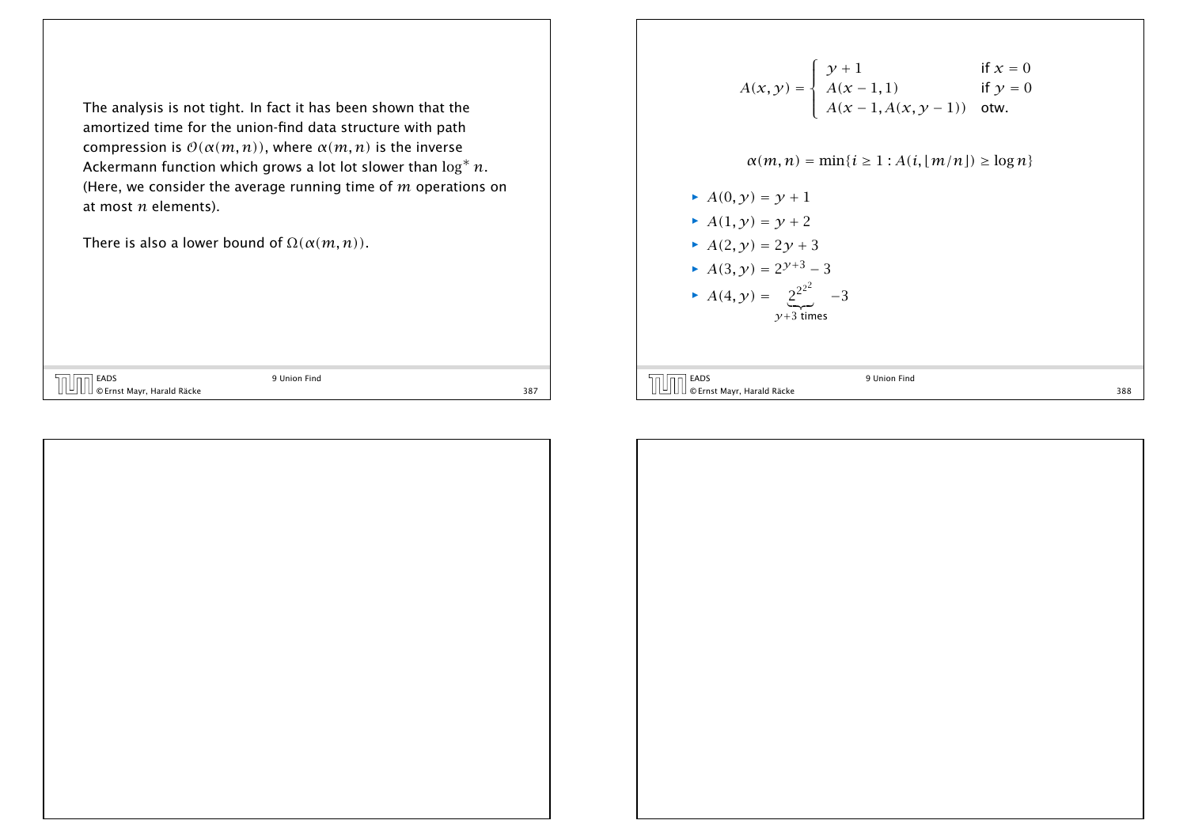The analysis is not tight. In fact it has been shown that the amortized time for the union-find data structure with path compression is $\mathcal{O}(\alpha(m,n))$, where $\alpha(m,n)$ is the inverse Ackermann function which grows a lot lot slower than $\log^* n$. (Here, we consider the average running time of $m$ operations on at most $n$ elements).

There is also a lower bound of $\Omega(\alpha(m,n))$.

$$A(x,y) = \begin{cases} y+1 & \text{if } x = 0 \\ A(x-1,1) & \text{if } y = 0 \\ A(x-1, A(x, y-1)) & \text{otw.} \end{cases}$$

$$\alpha(m,n) = \min\{i \geq 1 : A(i, \lfloor m/n \rfloor) \geq \log n\}$$

- $A(0,y) = y+1$
- $A(1,y) = y+2$
- $A(2,y) = 2y+3$
- $A(3,y) = 2^{y+3} - 3$
- $A(4,y) = \underbrace{2^{2^{2^{2}}}}_{y+3 \text{ times}} - 3$